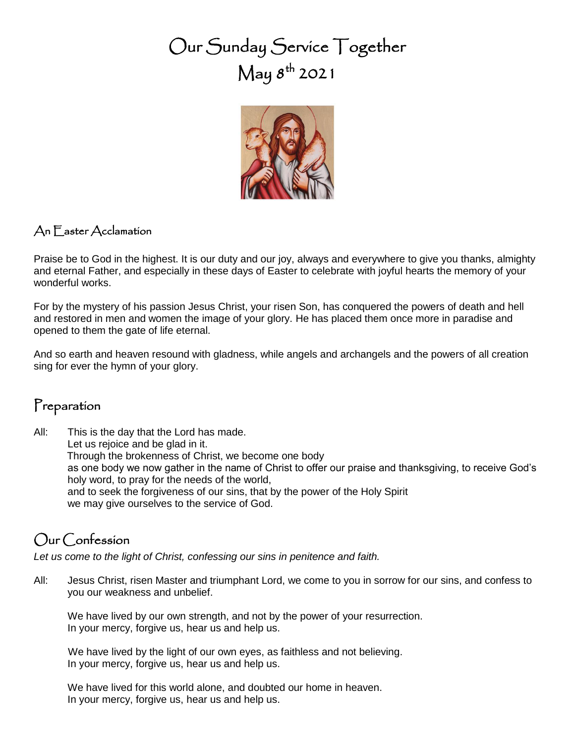# Our Sunday Service Together
# May 8th 2021

## An Easter Acclamation

Praise be to God in the highest. It is our duty and our joy, always and everywhere to give you thanks, almighty and eternal Father, and especially in these days of Easter to celebrate with joyful hearts the memory of your wonderful works.

For by the mystery of his passion Jesus Christ, your risen Son, has conquered the powers of death and hell and restored in men and women the image of your glory. He has placed them once more in paradise and opened to them the gate of life eternal.

And so earth and heaven resound with gladness, while angels and archangels and the powers of all creation sing for ever the hymn of your glory.

## Preparation

All: This is the day that the Lord has made.
Let us rejoice and be glad in it.
Through the brokenness of Christ, we become one body
as one body we now gather in the name of Christ to offer our praise and thanksgiving, to receive God's holy word, to pray for the needs of the world,
and to seek the forgiveness of our sins, that by the power of the Holy Spirit
we may give ourselves to the service of God.

## Our Confession

*Let us come to the light of Christ, confessing our sins in penitence and faith.*

All: Jesus Christ, risen Master and triumphant Lord, we come to you in sorrow for our sins, and confess to you our weakness and unbelief.

We have lived by our own strength, and not by the power of your resurrection.
In your mercy, forgive us, hear us and help us.

We have lived by the light of our own eyes, as faithless and not believing.
In your mercy, forgive us, hear us and help us.

We have lived for this world alone, and doubted our home in heaven.
In your mercy, forgive us, hear us and help us.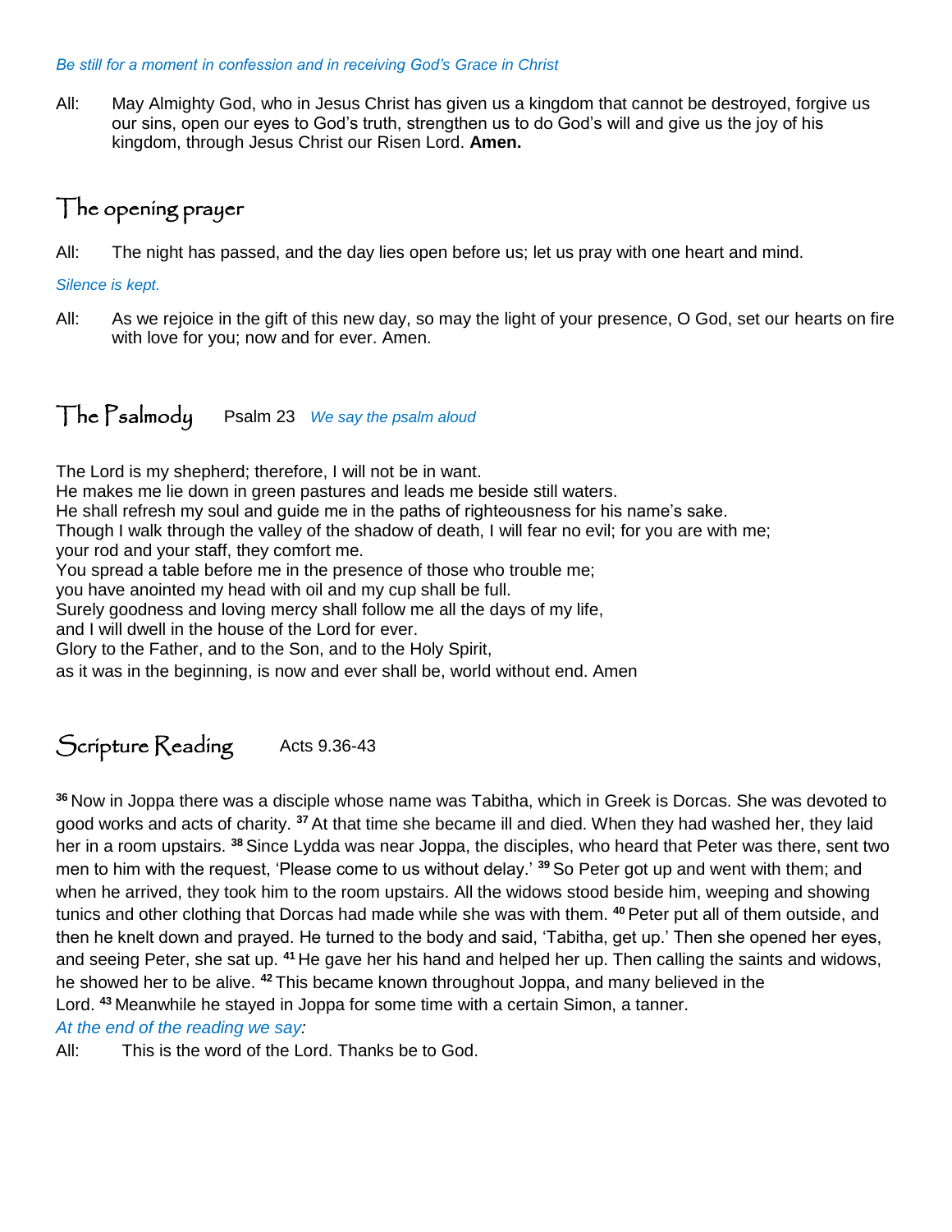*Be still for a moment in confession and in receiving God's Grace in Christ*

All: May Almighty God, who in Jesus Christ has given us a kingdom that cannot be destroyed, forgive us our sins, open our eyes to God's truth, strengthen us to do God's will and give us the joy of his kingdom, through Jesus Christ our Risen Lord. **Amen.**

## The opening prayer

All: The night has passed, and the day lies open before us; let us pray with one heart and mind.

*Silence is kept.*

All: As we rejoice in the gift of this new day, so may the light of your presence, O God, set our hearts on fire with love for you; now and for ever. Amen.

## The Psalmody Psalm 23 *We say the psalm aloud*

The Lord is my shepherd; therefore, I will not be in want.
He makes me lie down in green pastures and leads me beside still waters.
He shall refresh my soul and guide me in the paths of righteousness for his name's sake.
Though I walk through the valley of the shadow of death, I will fear no evil; for you are with me;
your rod and your staff, they comfort me.
You spread a table before me in the presence of those who trouble me;
you have anointed my head with oil and my cup shall be full.
Surely goodness and loving mercy shall follow me all the days of my life,
and I will dwell in the house of the Lord for ever.
Glory to the Father, and to the Son, and to the Holy Spirit,
as it was in the beginning, is now and ever shall be, world without end. Amen

## Scripture Reading Acts 9.36-43

[36] Now in Joppa there was a disciple whose name was Tabitha, which in Greek is Dorcas. She was devoted to good works and acts of charity. [37] At that time she became ill and died. When they had washed her, they laid her in a room upstairs. [38] Since Lydda was near Joppa, the disciples, who heard that Peter was there, sent two men to him with the request, 'Please come to us without delay.' [39] So Peter got up and went with them; and when he arrived, they took him to the room upstairs. All the widows stood beside him, weeping and showing tunics and other clothing that Dorcas had made while she was with them. [40] Peter put all of them outside, and then he knelt down and prayed. He turned to the body and said, 'Tabitha, get up.' Then she opened her eyes, and seeing Peter, she sat up. [41] He gave her his hand and helped her up. Then calling the saints and widows, he showed her to be alive. [42] This became known throughout Joppa, and many believed in the Lord. [43] Meanwhile he stayed in Joppa for some time with a certain Simon, a tanner.

*At the end of the reading we say:*

All: This is the word of the Lord. Thanks be to God.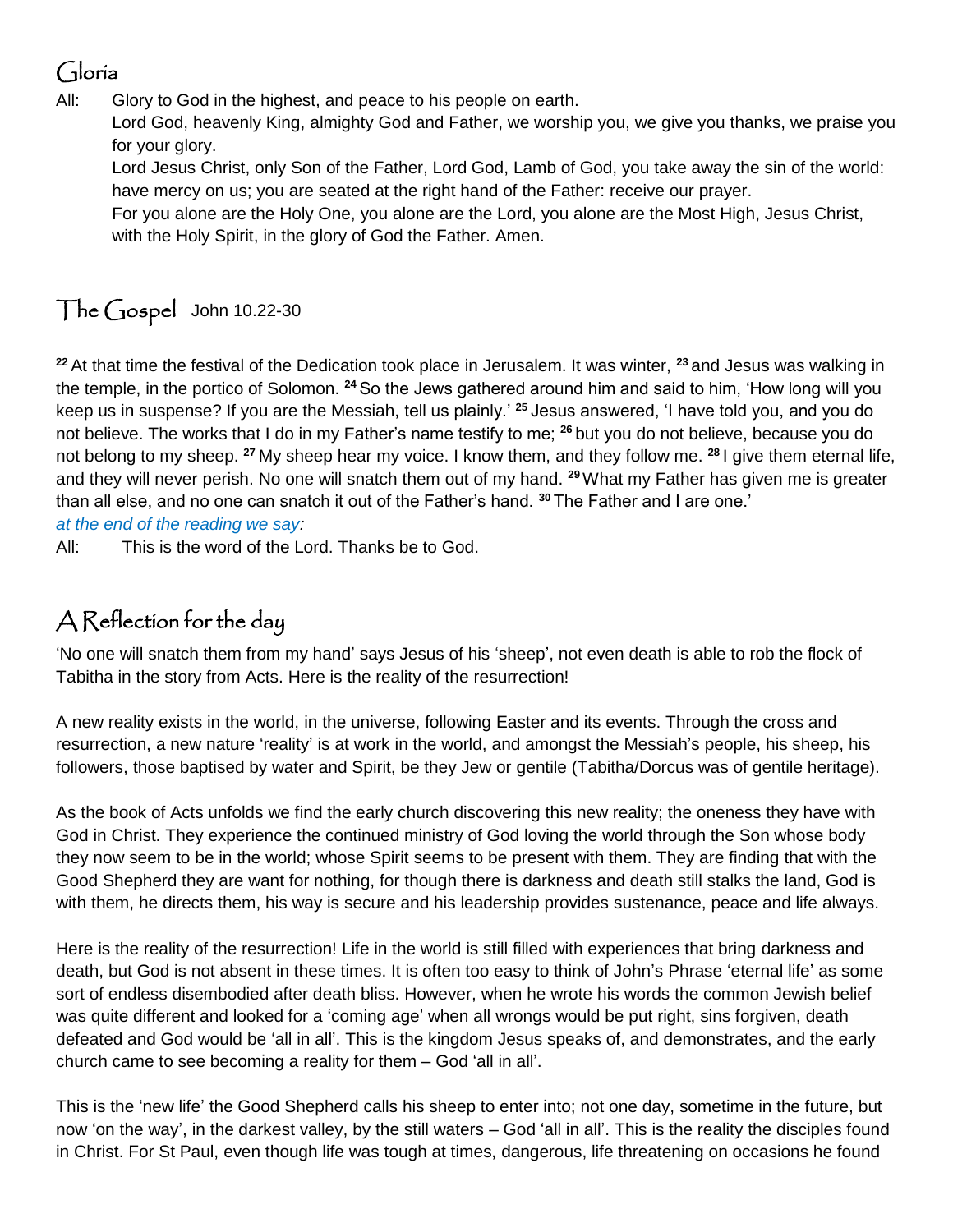## Gloria

All: Glory to God in the highest, and peace to his people on earth.
Lord God, heavenly King, almighty God and Father, we worship you, we give you thanks, we praise you for your glory.
Lord Jesus Christ, only Son of the Father, Lord God, Lamb of God, you take away the sin of the world: have mercy on us; you are seated at the right hand of the Father: receive our prayer.
For you alone are the Holy One, you alone are the Lord, you alone are the Most High, Jesus Christ, with the Holy Spirit, in the glory of God the Father. Amen.

## The Gospel John 10.22-30

[22] At that time the festival of the Dedication took place in Jerusalem. It was winter, [23] and Jesus was walking in the temple, in the portico of Solomon. [24] So the Jews gathered around him and said to him, 'How long will you keep us in suspense? If you are the Messiah, tell us plainly.' [25] Jesus answered, 'I have told you, and you do not believe. The works that I do in my Father's name testify to me; [26] but you do not believe, because you do not belong to my sheep. [27] My sheep hear my voice. I know them, and they follow me. [28] I give them eternal life, and they will never perish. No one will snatch them out of my hand. [29] What my Father has given me is greater than all else, and no one can snatch it out of the Father's hand. [30] The Father and I are one.'

*at the end of the reading we say:*

All: This is the word of the Lord. Thanks be to God.

## A Reflection for the day

'No one will snatch them from my hand' says Jesus of his 'sheep', not even death is able to rob the flock of Tabitha in the story from Acts. Here is the reality of the resurrection!

A new reality exists in the world, in the universe, following Easter and its events. Through the cross and resurrection, a new nature 'reality' is at work in the world, and amongst the Messiah's people, his sheep, his followers, those baptised by water and Spirit, be they Jew or gentile (Tabitha/Dorcus was of gentile heritage).

As the book of Acts unfolds we find the early church discovering this new reality; the oneness they have with God in Christ. They experience the continued ministry of God loving the world through the Son whose body they now seem to be in the world; whose Spirit seems to be present with them. They are finding that with the Good Shepherd they are want for nothing, for though there is darkness and death still stalks the land, God is with them, he directs them, his way is secure and his leadership provides sustenance, peace and life always.

Here is the reality of the resurrection! Life in the world is still filled with experiences that bring darkness and death, but God is not absent in these times. It is often too easy to think of John's Phrase 'eternal life' as some sort of endless disembodied after death bliss. However, when he wrote his words the common Jewish belief was quite different and looked for a 'coming age' when all wrongs would be put right, sins forgiven, death defeated and God would be 'all in all'. This is the kingdom Jesus speaks of, and demonstrates, and the early church came to see becoming a reality for them – God 'all in all'.

This is the 'new life' the Good Shepherd calls his sheep to enter into; not one day, sometime in the future, but now 'on the way', in the darkest valley, by the still waters – God 'all in all'. This is the reality the disciples found in Christ. For St Paul, even though life was tough at times, dangerous, life threatening on occasions he found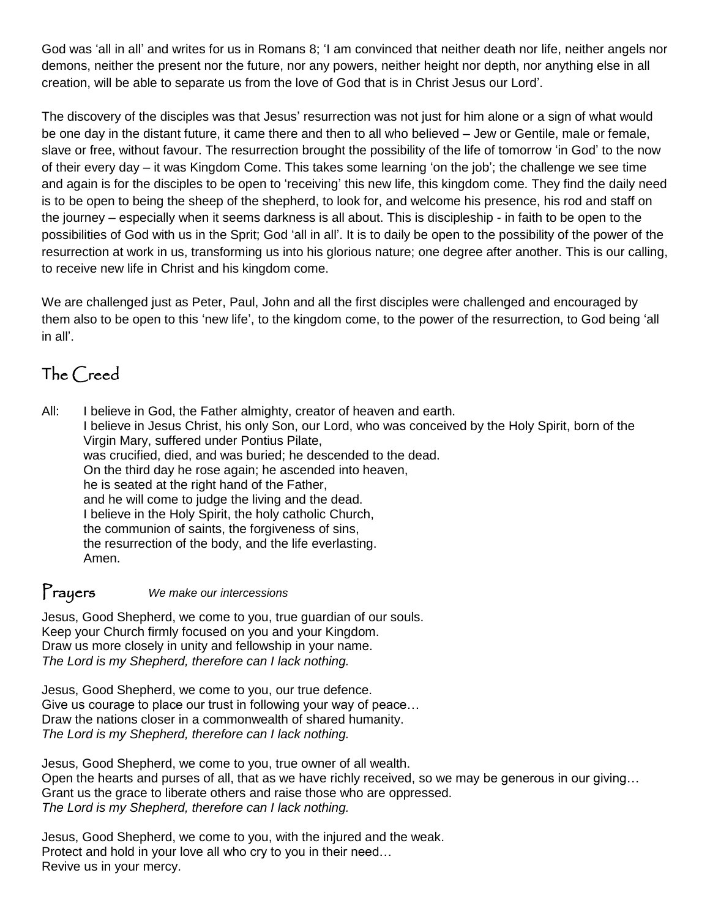God was 'all in all' and writes for us in Romans 8; 'I am convinced that neither death nor life, neither angels nor demons, neither the present nor the future, nor any powers, neither height nor depth, nor anything else in all creation, will be able to separate us from the love of God that is in Christ Jesus our Lord'.

The discovery of the disciples was that Jesus' resurrection was not just for him alone or a sign of what would be one day in the distant future, it came there and then to all who believed – Jew or Gentile, male or female, slave or free, without favour. The resurrection brought the possibility of the life of tomorrow 'in God' to the now of their every day – it was Kingdom Come. This takes some learning 'on the job'; the challenge we see time and again is for the disciples to be open to 'receiving' this new life, this kingdom come. They find the daily need is to be open to being the sheep of the shepherd, to look for, and welcome his presence, his rod and staff on the journey – especially when it seems darkness is all about. This is discipleship - in faith to be open to the possibilities of God with us in the Sprit; God 'all in all'. It is to daily be open to the possibility of the power of the resurrection at work in us, transforming us into his glorious nature; one degree after another. This is our calling, to receive new life in Christ and his kingdom come.

We are challenged just as Peter, Paul, John and all the first disciples were challenged and encouraged by them also to be open to this 'new life', to the kingdom come, to the power of the resurrection, to God being 'all in all'.

## The Creed

All: I believe in God, the Father almighty, creator of heaven and earth.
I believe in Jesus Christ, his only Son, our Lord, who was conceived by the Holy Spirit, born of the Virgin Mary, suffered under Pontius Pilate,
was crucified, died, and was buried; he descended to the dead.
On the third day he rose again; he ascended into heaven,
he is seated at the right hand of the Father,
and he will come to judge the living and the dead.
I believe in the Holy Spirit, the holy catholic Church,
the communion of saints, the forgiveness of sins,
the resurrection of the body, and the life everlasting.
Amen.

## Prayers *We make our intercessions*

Jesus, Good Shepherd, we come to you, true guardian of our souls.
Keep your Church firmly focused on you and your Kingdom.
Draw us more closely in unity and fellowship in your name.
*The Lord is my Shepherd, therefore can I lack nothing.*

Jesus, Good Shepherd, we come to you, our true defence.
Give us courage to place our trust in following your way of peace…
Draw the nations closer in a commonwealth of shared humanity.
*The Lord is my Shepherd, therefore can I lack nothing.*

Jesus, Good Shepherd, we come to you, true owner of all wealth.
Open the hearts and purses of all, that as we have richly received, so we may be generous in our giving…
Grant us the grace to liberate others and raise those who are oppressed.
*The Lord is my Shepherd, therefore can I lack nothing.*

Jesus, Good Shepherd, we come to you, with the injured and the weak.
Protect and hold in your love all who cry to you in their need…
Revive us in your mercy.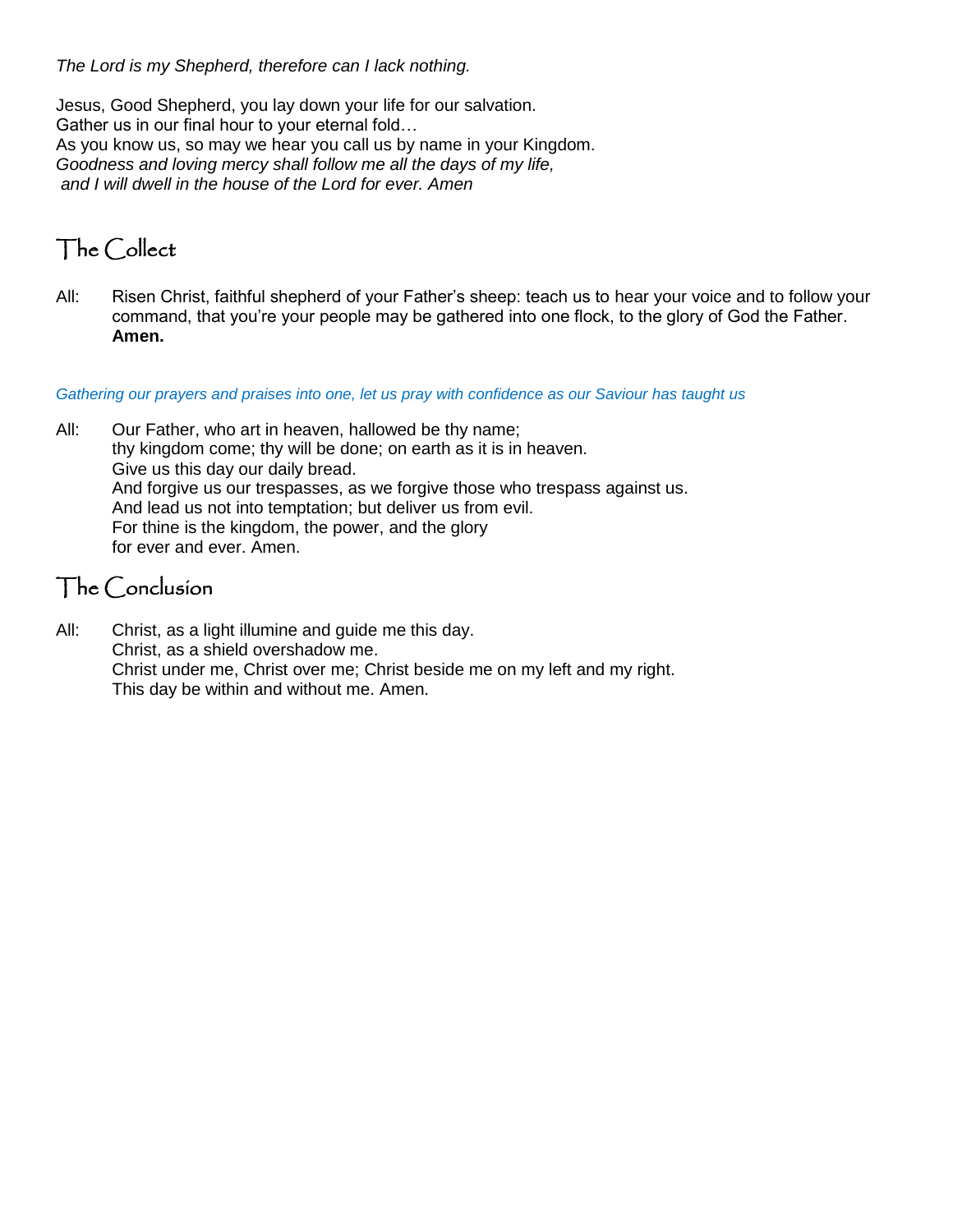*The Lord is my Shepherd, therefore can I lack nothing.*

Jesus, Good Shepherd, you lay down your life for our salvation.
Gather us in our final hour to your eternal fold…
As you know us, so may we hear you call us by name in your Kingdom.
*Goodness and loving mercy shall follow me all the days of my life,*
*and I will dwell in the house of the Lord for ever. Amen*

## The Collect

All: Risen Christ, faithful shepherd of your Father's sheep: teach us to hear your voice and to follow your command, that you're your people may be gathered into one flock, to the glory of God the Father. **Amen.**

*Gathering our prayers and praises into one, let us pray with confidence as our Saviour has taught us*

All: Our Father, who art in heaven, hallowed be thy name;
thy kingdom come; thy will be done; on earth as it is in heaven.
Give us this day our daily bread.
And forgive us our trespasses, as we forgive those who trespass against us.
And lead us not into temptation; but deliver us from evil.
For thine is the kingdom, the power, and the glory
for ever and ever. Amen.

## The Conclusion

All: Christ, as a light illumine and guide me this day.
Christ, as a shield overshadow me.
Christ under me, Christ over me; Christ beside me on my left and my right.
This day be within and without me. Amen.